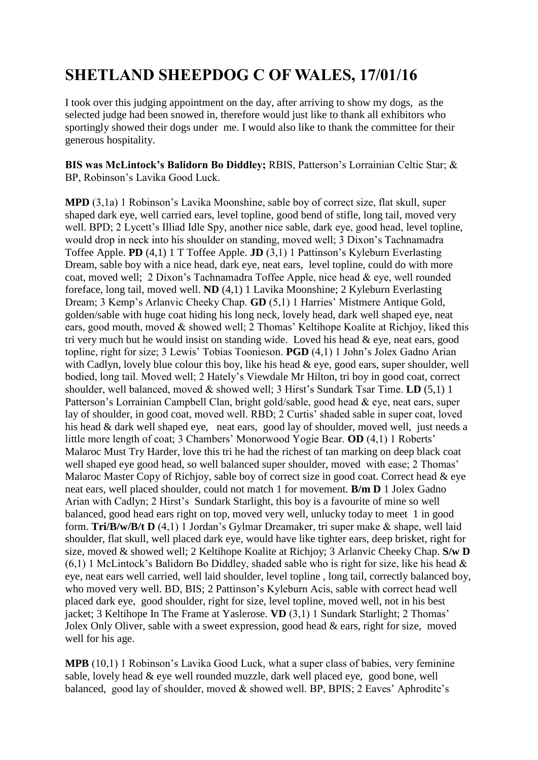# SHETLAND SHEEPDOG C OF WALES, 17/01/16

I took over this judging appointment on the day, after arriving to show my dogs, as the selected judge had been snowed in, therefore would just like to thank all exhibitors who sportingly showed their dogs under me. I would also like to thank the committee for their generous hospitality.

**BIS was McLintock's Balidorn Bo Diddley;** RBIS, Patterson's Lorrainian Celtic Star; & BP, Robinson's Lavika Good Luck.

**MPD** (3,1a) 1 Robinson's Lavika Moonshine, sable boy of correct size, flat skull, super shaped dark eye, well carried ears, level topline, good bend of stifle, long tail, moved very well. BPD; 2 Lycett's Illiad Idle Spy, another nice sable, dark eye, good head, level topline, would drop in neck into his shoulder on standing, moved well; 3 Dixon's Tachnamadra Toffee Apple. **PD** (4,1) 1 T Toffee Apple. **JD** (3,1) 1 Pattinson's Kyleburn Everlasting Dream, sable boy with a nice head, dark eye, neat ears, level topline, could do with more coat, moved well; 2 Dixon's Tachnamadra Toffee Apple, nice head & eye, well rounded foreface, long tail, moved well. **ND** (4,1) 1 Lavika Moonshine; 2 Kyleburn Everlasting Dream; 3 Kemp's Arlanvic Cheeky Chap. **GD** (5,1) 1 Harries' Mistmere Antique Gold, golden/sable with huge coat hiding his long neck, lovely head, dark well shaped eye, neat ears, good mouth, moved & showed well; 2 Thomas' Keltihope Koalite at Richjoy, liked this tri very much but he would insist on standing wide. Loved his head & eye, neat ears, good topline, right for size; 3 Lewis' Tobias Toonieson. **PGD** (4,1) 1 John's Jolex Gadno Arian with Cadlyn, lovely blue colour this boy, like his head & eye, good ears, super shoulder, well bodied, long tail. Moved well; 2 Hately's Viewdale Mr Hilton, tri boy in good coat, correct shoulder, well balanced, moved & showed well; 3 Hirst's Sundark Tsar Time. **LD** (5,1) 1 Patterson's Lorrainian Campbell Clan, bright gold/sable, good head & eye, neat ears, super lay of shoulder, in good coat, moved well. RBD; 2 Curtis' shaded sable in super coat, loved his head & dark well shaped eye, neat ears, good lay of shoulder, moved well, just needs a little more length of coat; 3 Chambers' Monorwood Yogie Bear. **OD** (4,1) 1 Roberts' Malaroc Must Try Harder, love this tri he had the richest of tan marking on deep black coat well shaped eye good head, so well balanced super shoulder, moved with ease; 2 Thomas' Malaroc Master Copy of Richjoy, sable boy of correct size in good coat. Correct head & eye neat ears, well placed shoulder, could not match 1 for movement. **B/m D** 1 Jolex Gadno Arian with Cadlyn; 2 Hirst's Sundark Starlight, this boy is a favourite of mine so well balanced, good head ears right on top, moved very well, unlucky today to meet 1 in good form. **Tri/B/w/B/t D** (4,1) 1 Jordan's Gylmar Dreamaker, tri super make & shape, well laid shoulder, flat skull, well placed dark eye, would have like tighter ears, deep brisket, right for size, moved & showed well; 2 Keltihope Koalite at Richjoy; 3 Arlanvic Cheeky Chap. **S/w D** (6,1) 1 McLintock's Balidorn Bo Diddley, shaded sable who is right for size, like his head & eye, neat ears well carried, well laid shoulder, level topline , long tail, correctly balanced boy, who moved very well. BD, BIS; 2 Pattinson's Kyleburn Acis, sable with correct head well placed dark eye, good shoulder, right for size, level topline, moved well, not in his best jacket; 3 Keltihope In The Frame at Yaslerose. **VD** (3,1) 1 Sundark Starlight; 2 Thomas' Jolex Only Oliver, sable with a sweet expression, good head & ears, right for size, moved well for his age.

**MPB** (10,1) 1 Robinson's Lavika Good Luck, what a super class of babies, very feminine sable, lovely head & eye well rounded muzzle, dark well placed eye, good bone, well balanced, good lay of shoulder, moved & showed well. BP, BPIS; 2 Eaves' Aphrodite's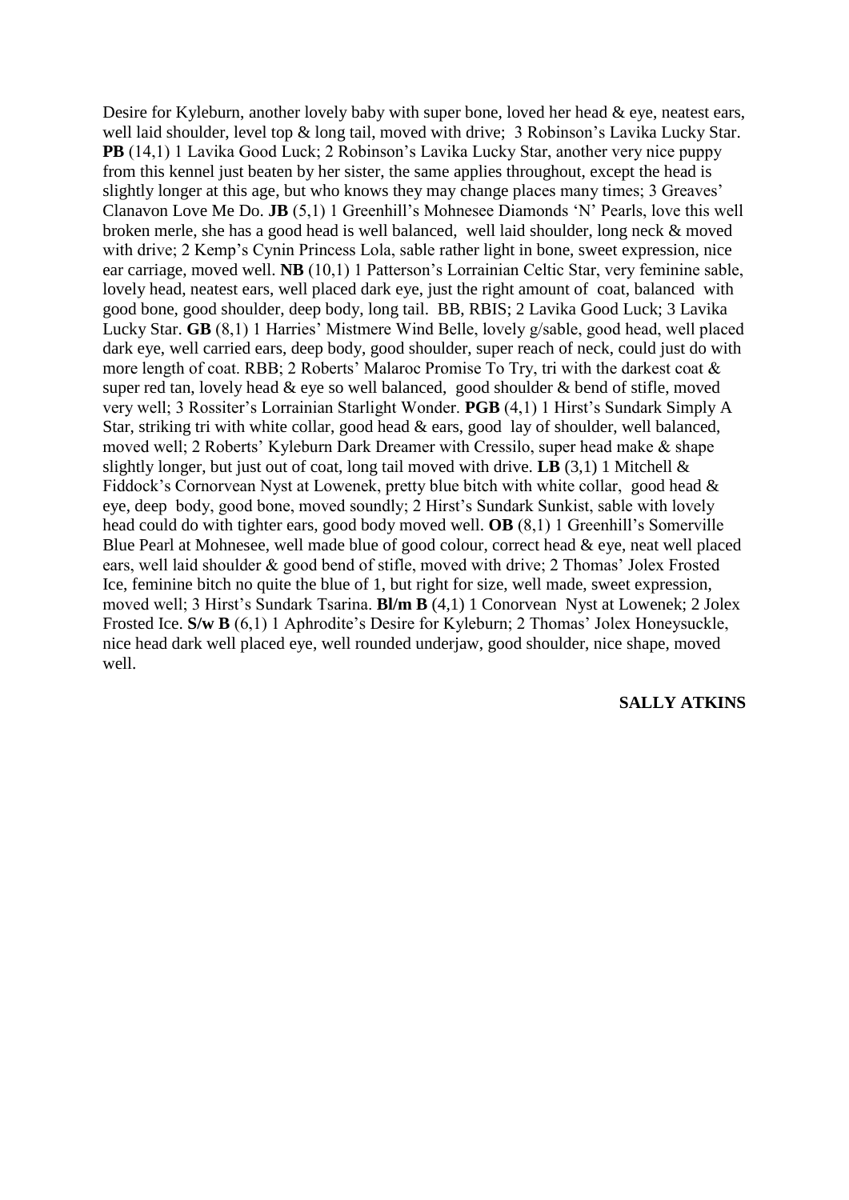Desire for Kyleburn, another lovely baby with super bone, loved her head & eye, neatest ears, well laid shoulder, level top & long tail, moved with drive; 3 Robinson's Lavika Lucky Star. **PB** (14,1) 1 Lavika Good Luck; 2 Robinson's Lavika Lucky Star, another very nice puppy from this kennel just beaten by her sister, the same applies throughout, except the head is slightly longer at this age, but who knows they may change places many times; 3 Greaves' Clanavon Love Me Do. **JB** (5,1) 1 Greenhill's Mohnesee Diamonds 'N' Pearls, love this well broken merle, she has a good head is well balanced, well laid shoulder, long neck & moved with drive; 2 Kemp's Cynin Princess Lola, sable rather light in bone, sweet expression, nice ear carriage, moved well. **NB** (10,1) 1 Patterson's Lorrainian Celtic Star, very feminine sable, lovely head, neatest ears, well placed dark eye, just the right amount of coat, balanced with good bone, good shoulder, deep body, long tail. BB, RBIS; 2 Lavika Good Luck; 3 Lavika Lucky Star. **GB** (8,1) 1 Harries' Mistmere Wind Belle, lovely g/sable, good head, well placed dark eye, well carried ears, deep body, good shoulder, super reach of neck, could just do with more length of coat. RBB; 2 Roberts' Malaroc Promise To Try, tri with the darkest coat & super red tan, lovely head & eye so well balanced, good shoulder & bend of stifle, moved very well; 3 Rossiter's Lorrainian Starlight Wonder. **PGB** (4,1) 1 Hirst's Sundark Simply A Star, striking tri with white collar, good head & ears, good lay of shoulder, well balanced, moved well; 2 Roberts' Kyleburn Dark Dreamer with Cressilo, super head make & shape slightly longer, but just out of coat, long tail moved with drive. **LB** (3,1) 1 Mitchell & Fiddock's Cornorvean Nyst at Lowenek, pretty blue bitch with white collar, good head & eye, deep body, good bone, moved soundly; 2 Hirst's Sundark Sunkist, sable with lovely head could do with tighter ears, good body moved well. **OB** (8,1) 1 Greenhill's Somerville Blue Pearl at Mohnesee, well made blue of good colour, correct head & eye, neat well placed ears, well laid shoulder & good bend of stifle, moved with drive; 2 Thomas' Jolex Frosted Ice, feminine bitch no quite the blue of 1, but right for size, well made, sweet expression, moved well; 3 Hirst's Sundark Tsarina. **Bl/m B** (4,1) 1 Conorvean Nyst at Lowenek; 2 Jolex Frosted Ice. **S/w B** (6,1) 1 Aphrodite's Desire for Kyleburn; 2 Thomas' Jolex Honeysuckle, nice head dark well placed eye, well rounded underjaw, good shoulder, nice shape, moved well.

**SALLY ATKINS**